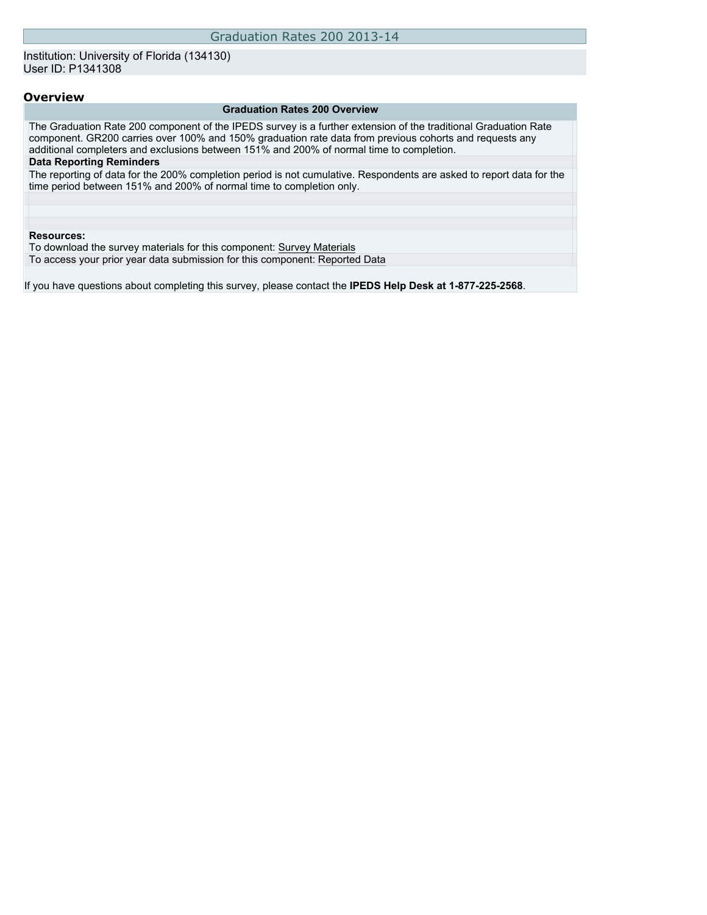# Graduation Rates 200 2013-14

Institution: University of Florida (134130)
User ID: P1341308

## Overview

**Graduation Rates 200 Overview**

The Graduation Rate 200 component of the IPEDS survey is a further extension of the traditional Graduation Rate component. GR200 carries over 100% and 150% graduation rate data from previous cohorts and requests any additional completers and exclusions between 151% and 200% of normal time to completion.

**Data Reporting Reminders**

The reporting of data for the 200% completion period is not cumulative. Respondents are asked to report data for the time period between 151% and 200% of normal time to completion only.

**Resources:**

To download the survey materials for this component: Survey Materials

To access your prior year data submission for this component: Reported Data

If you have questions about completing this survey, please contact the **IPEDS Help Desk at 1-877-225-2568**.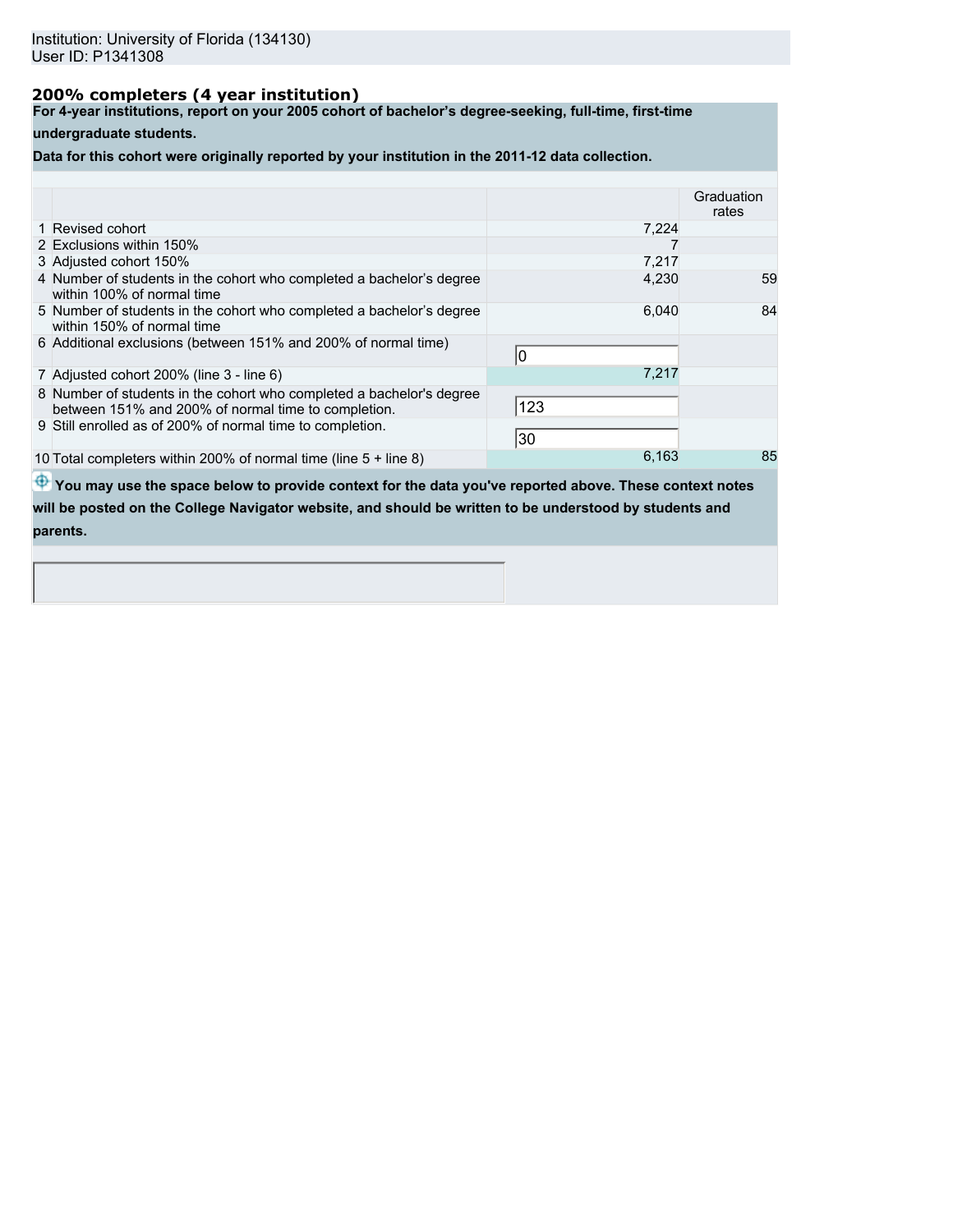Institution: University of Florida (134130)
User ID: P1341308

## 200% completers (4 year institution)

**For 4-year institutions, report on your 2005 cohort of bachelor's degree-seeking, full-time, first-time undergraduate students.**

**Data for this cohort were originally reported by your institution in the 2011-12 data collection.**

| | | | Graduation rates |
|---|---|---|---|
| 1 | Revised cohort | 7,224 | |
| 2 | Exclusions within 150% | 7 | |
| 3 | Adjusted cohort 150% | 7,217 | |
| 4 | Number of students in the cohort who completed a bachelor's degree within 100% of normal time | 4,230 | 59 |
| 5 | Number of students in the cohort who completed a bachelor's degree within 150% of normal time | 6,040 | 84 |
| 6 | Additional exclusions (between 151% and 200% of normal time) | 0 | |
| 7 | Adjusted cohort 200% (line 3 - line 6) | 7,217 | |
| 8 | Number of students in the cohort who completed a bachelor's degree between 151% and 200% of normal time to completion. | 123 | |
| 9 | Still enrolled as of 200% of normal time to completion. | 30 | |
| 10 | Total completers within 200% of normal time (line 5 + line 8) | 6,163 | 85 |

**You may use the space below to provide context for the data you've reported above. These context notes will be posted on the College Navigator website, and should be written to be understood by students and parents.**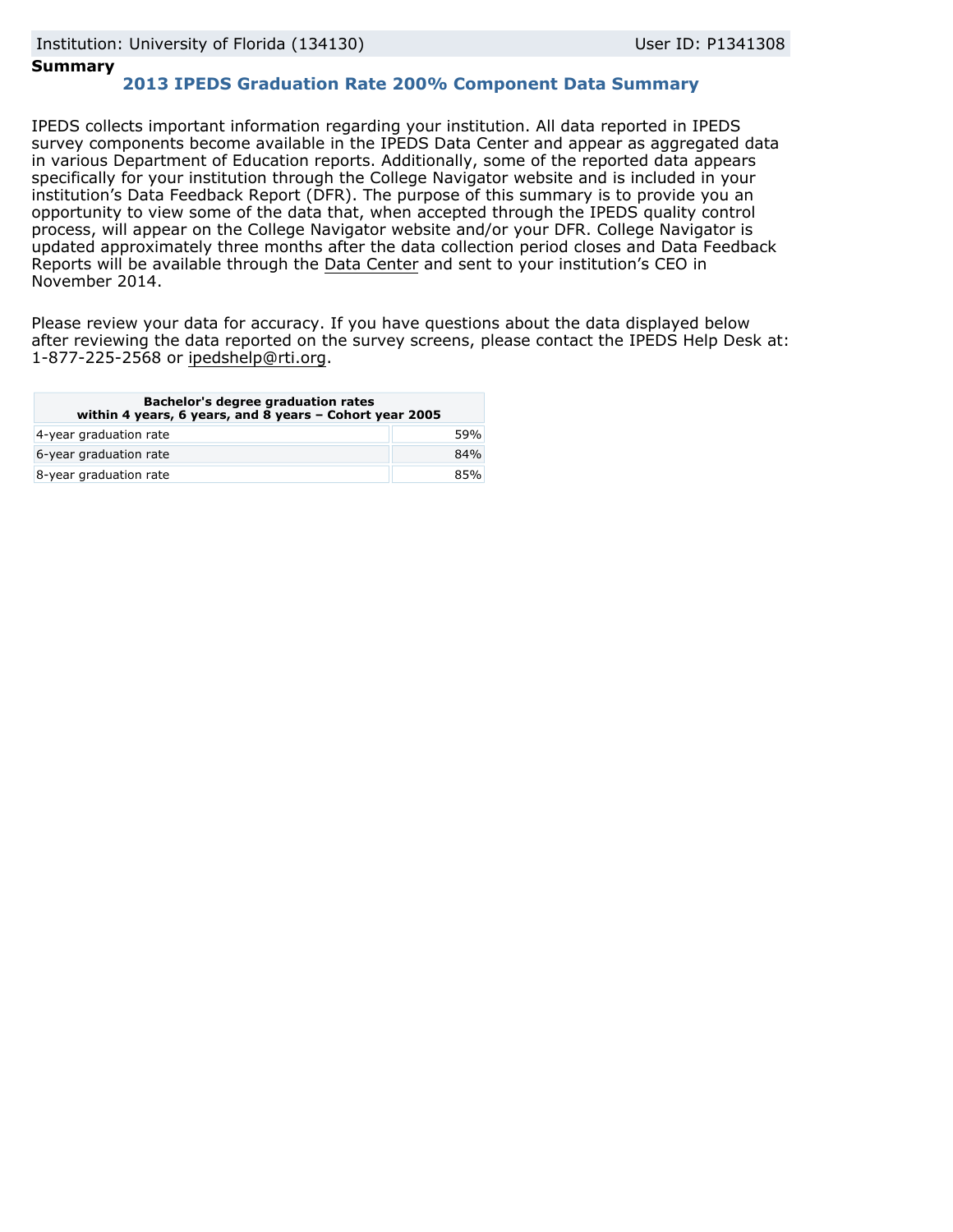Institution: University of Florida (134130) User ID: P1341308

**Summary**

## 2013 IPEDS Graduation Rate 200% Component Data Summary

IPEDS collects important information regarding your institution. All data reported in IPEDS survey components become available in the IPEDS Data Center and appear as aggregated data in various Department of Education reports. Additionally, some of the reported data appears specifically for your institution through the College Navigator website and is included in your institution's Data Feedback Report (DFR). The purpose of this summary is to provide you an opportunity to view some of the data that, when accepted through the IPEDS quality control process, will appear on the College Navigator website and/or your DFR. College Navigator is updated approximately three months after the data collection period closes and Data Feedback Reports will be available through the Data Center and sent to your institution's CEO in November 2014.

Please review your data for accuracy. If you have questions about the data displayed below after reviewing the data reported on the survey screens, please contact the IPEDS Help Desk at: 1-877-225-2568 or ipedshelp@rti.org.

| Bachelor's degree graduation rates within 4 years, 6 years, and 8 years – Cohort year 2005 | |
|---|---|
| 4-year graduation rate | 59% |
| 6-year graduation rate | 84% |
| 8-year graduation rate | 85% |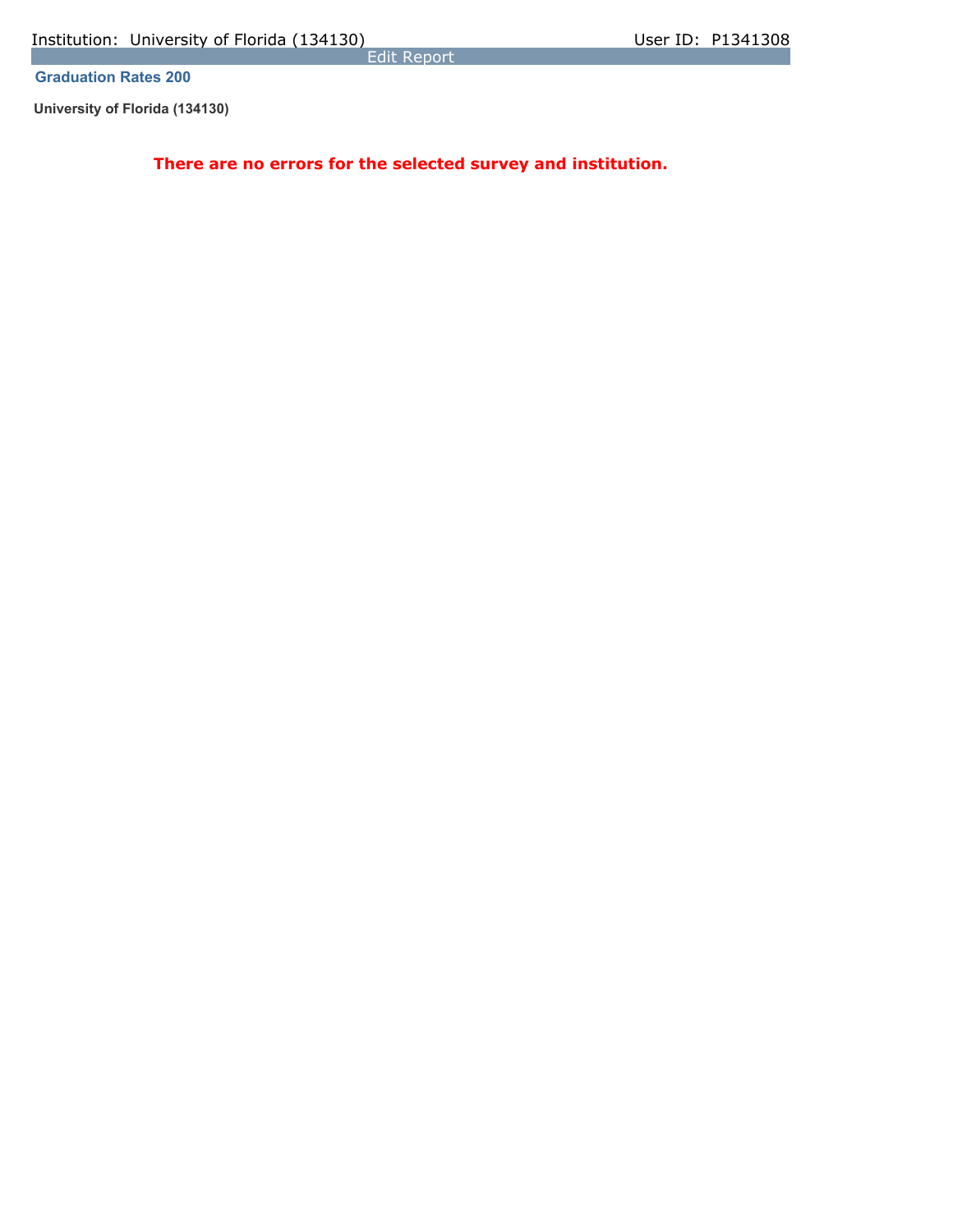## Graduation Rates 200

**University of Florida (134130)**

**There are no errors for the selected survey and institution.**